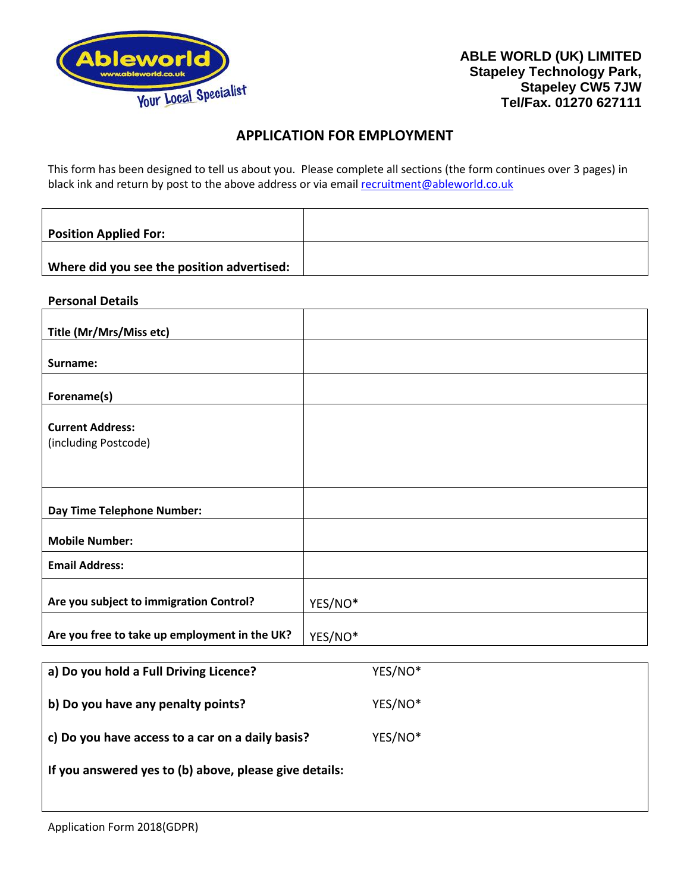**ABLE WORLD (UK) LIMITED**
**Stapeley Technology Park,**
**Stapeley CW5 7JW**
**Tel/Fax. 01270 627111**

# APPLICATION FOR EMPLOYMENT

This form has been designed to tell us about you. Please complete all sections (the form continues over 3 pages) in black ink and return by post to the above address or via email recruitment@ableworld.co.uk

| | |
|---|---|
| **Position Applied For:** | |
| **Where did you see the position advertised:** | |

**Personal Details**

| | |
|---|---|
| **Title (Mr/Mrs/Miss etc)** | |
| **Surname:** | |
| **Forename(s)** | |
| **Current Address:** (including Postcode) | |
| **Day Time Telephone Number:** | |
| **Mobile Number:** | |
| **Email Address:** | |
| **Are you subject to immigration Control?** | YES/NO* |
| **Are you free to take up employment in the UK?** | YES/NO* |

| | |
|---|---|
| **a) Do you hold a Full Driving Licence?** | YES/NO* |
| **b) Do you have any penalty points?** | YES/NO* |
| **c) Do you have access to a car on a daily basis?** | YES/NO* |
| **If you answered yes to (b) above, please give details:** | |

Application Form 2018(GDPR)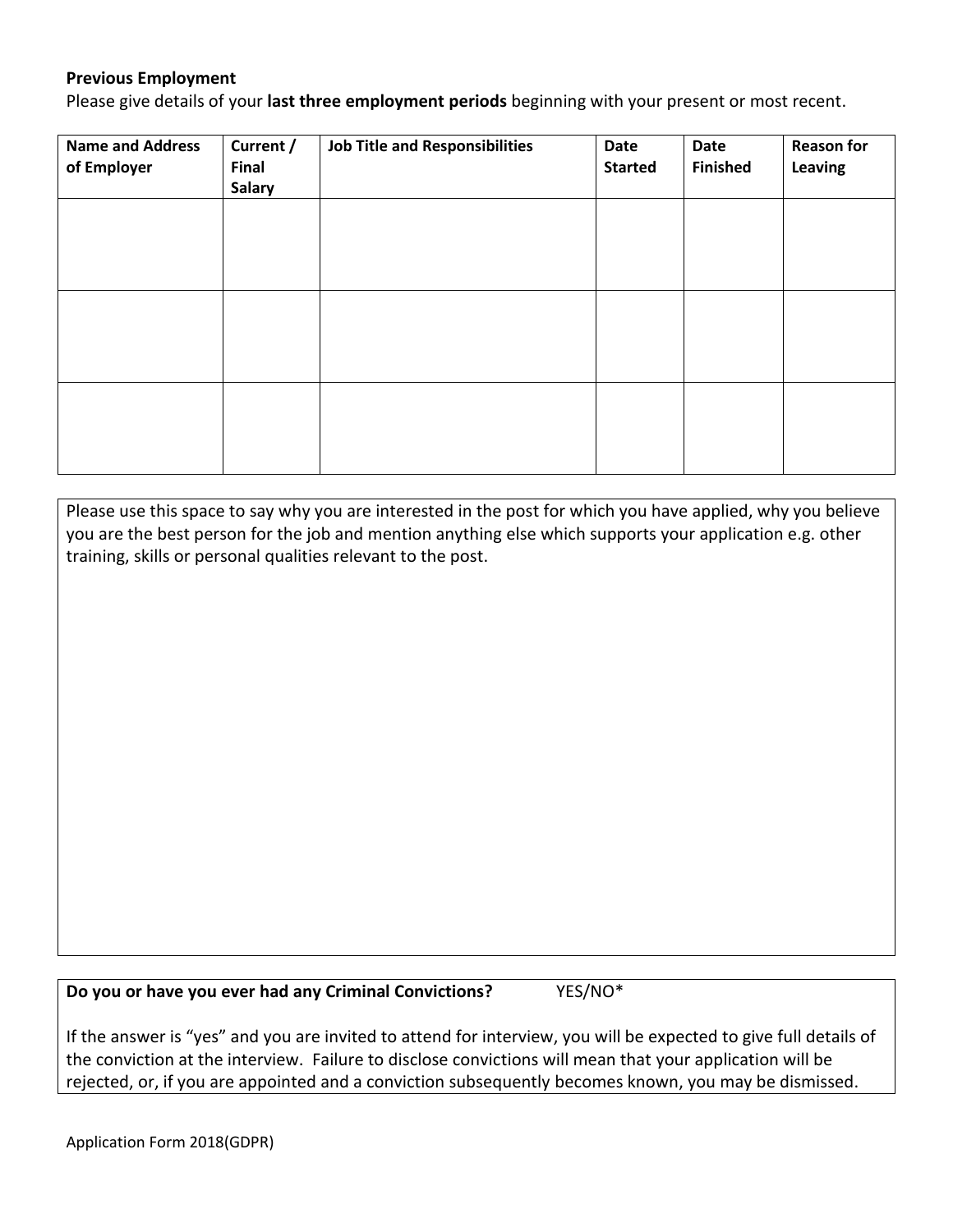**Previous Employment**

Please give details of your **last three employment periods** beginning with your present or most recent.

| Name and Address of Employer | Current / Final Salary | Job Title and Responsibilities | Date Started | Date Finished | Reason for Leaving |
|---|---|---|---|---|---|
| | | | | | |
| | | | | | |
| | | | | | |

Please use this space to say why you are interested in the post for which you have applied, why you believe you are the best person for the job and mention anything else which supports your application e.g. other training, skills or personal qualities relevant to the post.

**Do you or have you ever had any Criminal Convictions?** YES/NO*

If the answer is "yes" and you are invited to attend for interview, you will be expected to give full details of the conviction at the interview. Failure to disclose convictions will mean that your application will be rejected, or, if you are appointed and a conviction subsequently becomes known, you may be dismissed.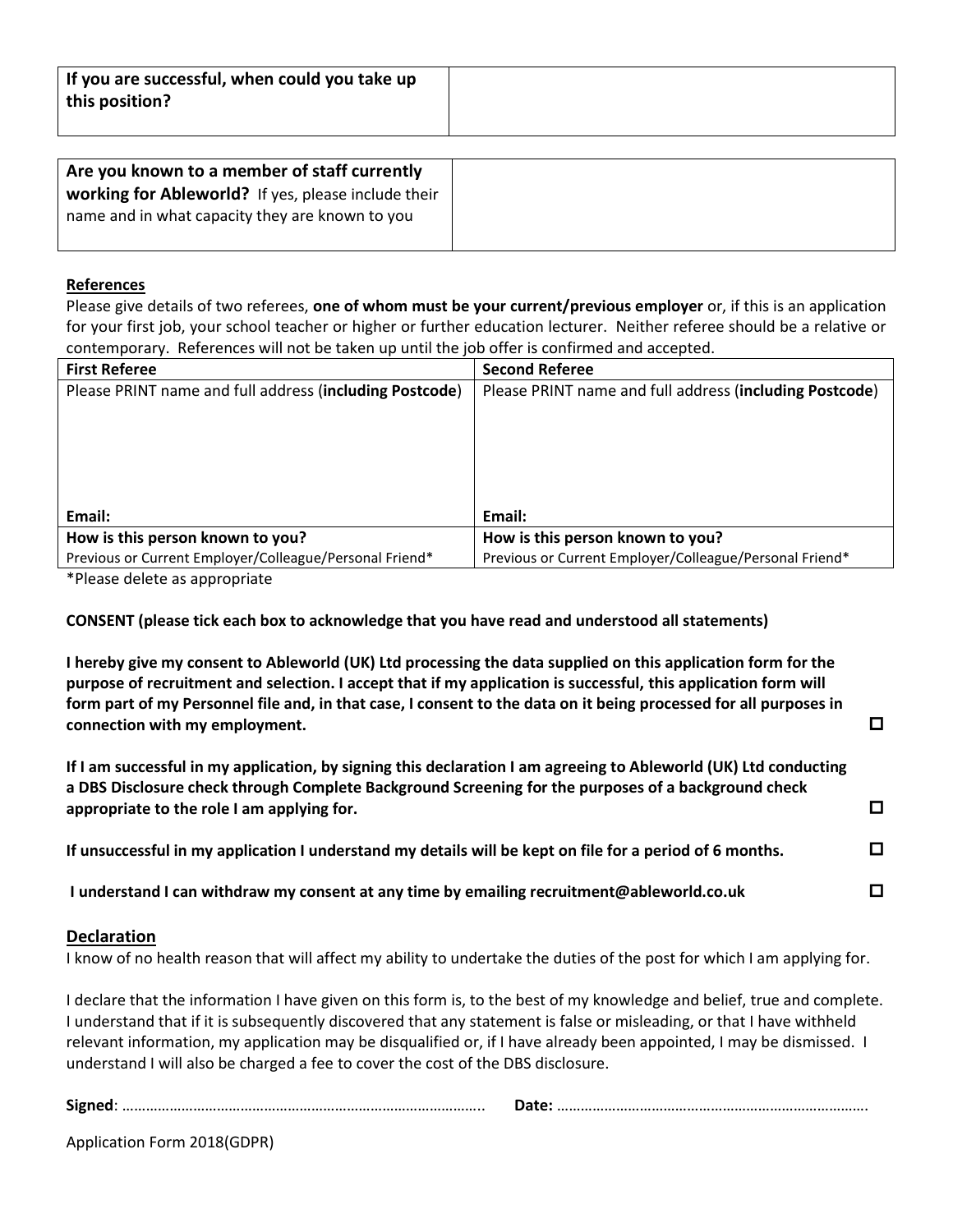| | |
|---|---|
| **If you are successful, when could you take up this position?** | |

| | |
|---|---|
| **Are you known to a member of staff currently working for Ableworld?** If yes, please include their name and in what capacity they are known to you | |

**References**

Please give details of two referees, **one of whom must be your current/previous employer** or, if this is an application for your first job, your school teacher or higher or further education lecturer. Neither referee should be a relative or contemporary. References will not be taken up until the job offer is confirmed and accepted.

| **First Referee** | **Second Referee** |
|---|---|
| Please PRINT name and full address (**including Postcode**) | Please PRINT name and full address (**including Postcode**) |
| **Email:** | **Email:** |
| **How is this person known to you?** | **How is this person known to you?** |
| Previous or Current Employer/Colleague/Personal Friend* | Previous or Current Employer/Colleague/Personal Friend* |

*Please delete as appropriate

**CONSENT (please tick each box to acknowledge that you have read and understood all statements)**

**I hereby give my consent to Ableworld (UK) Ltd processing the data supplied on this application form for the purpose of recruitment and selection. I accept that if my application is successful, this application form will form part of my Personnel file and, in that case, I consent to the data on it being processed for all purposes in connection with my employment.** ☐

**If I am successful in my application, by signing this declaration I am agreeing to Ableworld (UK) Ltd conducting a DBS Disclosure check through Complete Background Screening for the purposes of a background check appropriate to the role I am applying for.** ☐

**If unsuccessful in my application I understand my details will be kept on file for a period of 6 months.** ☐

**I understand I can withdraw my consent at any time by emailing recruitment@ableworld.co.uk** ☐

## Declaration

I know of no health reason that will affect my ability to undertake the duties of the post for which I am applying for.

I declare that the information I have given on this form is, to the best of my knowledge and belief, true and complete. I understand that if it is subsequently discovered that any statement is false or misleading, or that I have withheld relevant information, my application may be disqualified or, if I have already been appointed, I may be dismissed. I understand I will also be charged a fee to cover the cost of the DBS disclosure.

**Signed**: ……………………………………………………………………………….. **Date:** ………………………………………………………………………….

Application Form 2018(GDPR)